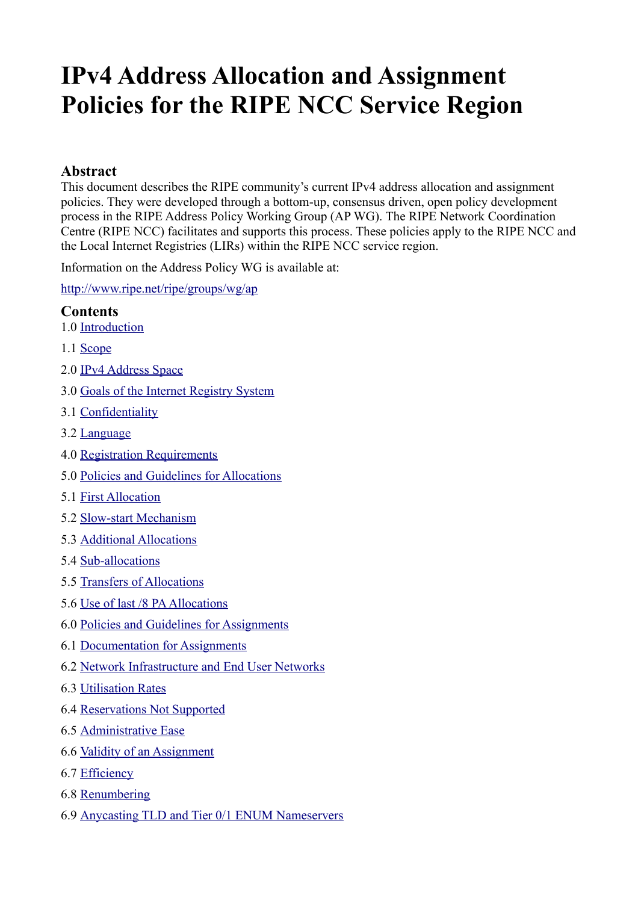# IPv4 Address Allocation and Assignment Policies for the RIPE NCC Service Region

## Abstract

This document describes the RIPE community's current IPv4 address allocation and assignment policies. They were developed through a bottom-up, consensus driven, open policy development process in the RIPE Address Policy Working Group (AP WG). The RIPE Network Coordination Centre (RIPE NCC) facilitates and supports this process. These policies apply to the RIPE NCC and the Local Internet Registries (LIRs) within the RIPE NCC service region.

Information on the Address Policy WG is available at:

http://www.ripe.net/ripe/groups/wg/ap

## Contents

1.0 Introduction

1.1 Scope

2.0 IPv4 Address Space

3.0 Goals of the Internet Registry System

3.1 Confidentiality

3.2 Language

4.0 Registration Requirements

5.0 Policies and Guidelines for Allocations

5.1 First Allocation

5.2 Slow-start Mechanism

5.3 Additional Allocations

5.4 Sub-allocations

5.5 Transfers of Allocations

5.6 Use of last /8 PA Allocations

6.0 Policies and Guidelines for Assignments

6.1 Documentation for Assignments

6.2 Network Infrastructure and End User Networks

6.3 Utilisation Rates

6.4 Reservations Not Supported

6.5 Administrative Ease

6.6 Validity of an Assignment

6.7 Efficiency

6.8 Renumbering

6.9 Anycasting TLD and Tier 0/1 ENUM Nameservers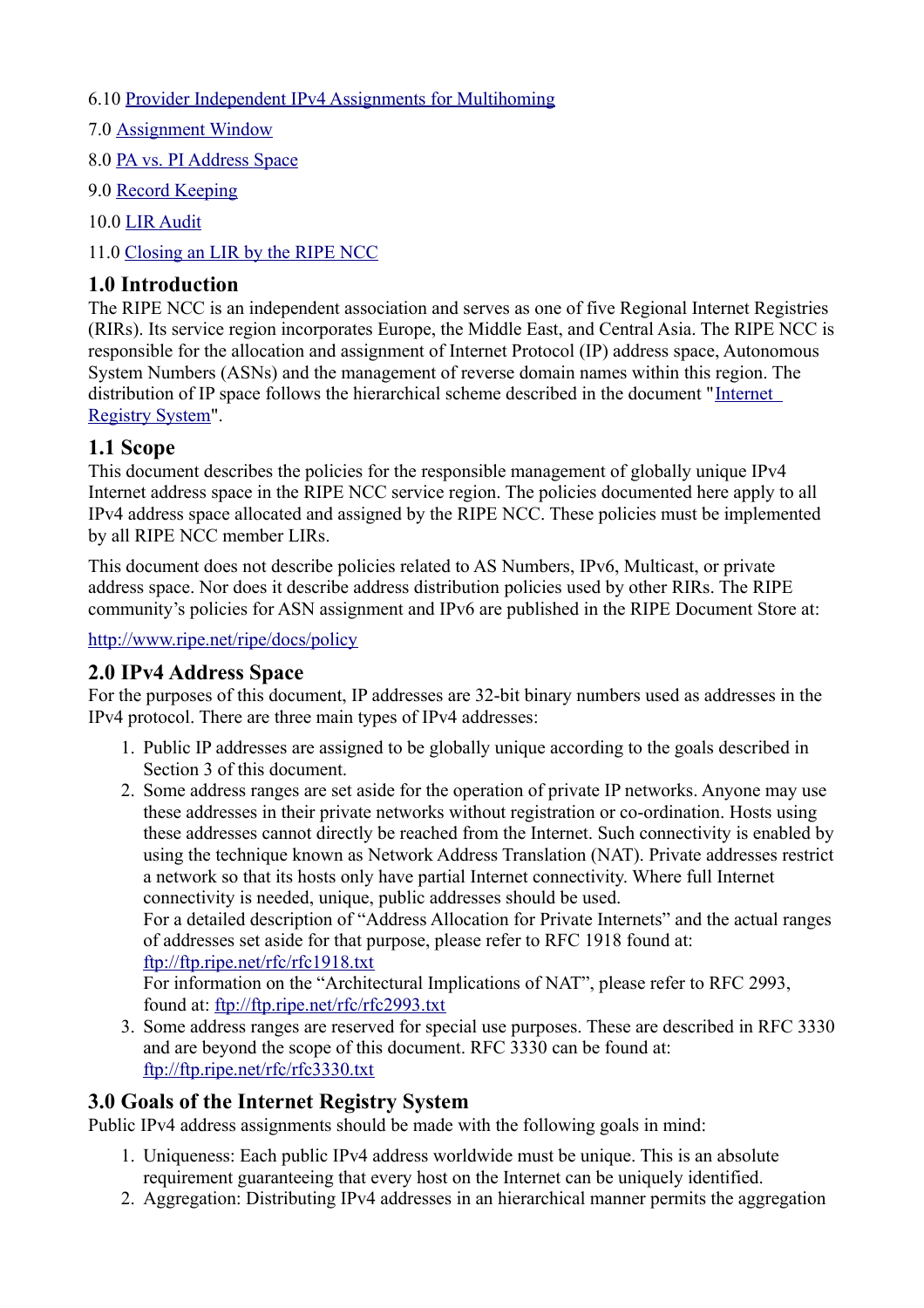6.10 Provider Independent IPv4 Assignments for Multihoming

7.0 Assignment Window

8.0 PA vs. PI Address Space

9.0 Record Keeping

10.0 LIR Audit

11.0 Closing an LIR by the RIPE NCC

## 1.0 Introduction

The RIPE NCC is an independent association and serves as one of five Regional Internet Registries (RIRs). Its service region incorporates Europe, the Middle East, and Central Asia. The RIPE NCC is responsible for the allocation and assignment of Internet Protocol (IP) address space, Autonomous System Numbers (ASNs) and the management of reverse domain names within this region. The distribution of IP space follows the hierarchical scheme described in the document "Internet Registry System".

## 1.1 Scope

This document describes the policies for the responsible management of globally unique IPv4 Internet address space in the RIPE NCC service region. The policies documented here apply to all IPv4 address space allocated and assigned by the RIPE NCC. These policies must be implemented by all RIPE NCC member LIRs.

This document does not describe policies related to AS Numbers, IPv6, Multicast, or private address space. Nor does it describe address distribution policies used by other RIRs. The RIPE community's policies for ASN assignment and IPv6 are published in the RIPE Document Store at:

http://www.ripe.net/ripe/docs/policy

## 2.0 IPv4 Address Space

For the purposes of this document, IP addresses are 32-bit binary numbers used as addresses in the IPv4 protocol. There are three main types of IPv4 addresses:

1. Public IP addresses are assigned to be globally unique according to the goals described in Section 3 of this document.
2. Some address ranges are set aside for the operation of private IP networks. Anyone may use these addresses in their private networks without registration or co-ordination. Hosts using these addresses cannot directly be reached from the Internet. Such connectivity is enabled by using the technique known as Network Address Translation (NAT). Private addresses restrict a network so that its hosts only have partial Internet connectivity. Where full Internet connectivity is needed, unique, public addresses should be used.
   For a detailed description of "Address Allocation for Private Internets" and the actual ranges of addresses set aside for that purpose, please refer to RFC 1918 found at: ftp://ftp.ripe.net/rfc/rfc1918.txt
   For information on the "Architectural Implications of NAT", please refer to RFC 2993, found at: ftp://ftp.ripe.net/rfc/rfc2993.txt
3. Some address ranges are reserved for special use purposes. These are described in RFC 3330 and are beyond the scope of this document. RFC 3330 can be found at: ftp://ftp.ripe.net/rfc/rfc3330.txt

## 3.0 Goals of the Internet Registry System

Public IPv4 address assignments should be made with the following goals in mind:

1. Uniqueness: Each public IPv4 address worldwide must be unique. This is an absolute requirement guaranteeing that every host on the Internet can be uniquely identified.
2. Aggregation: Distributing IPv4 addresses in an hierarchical manner permits the aggregation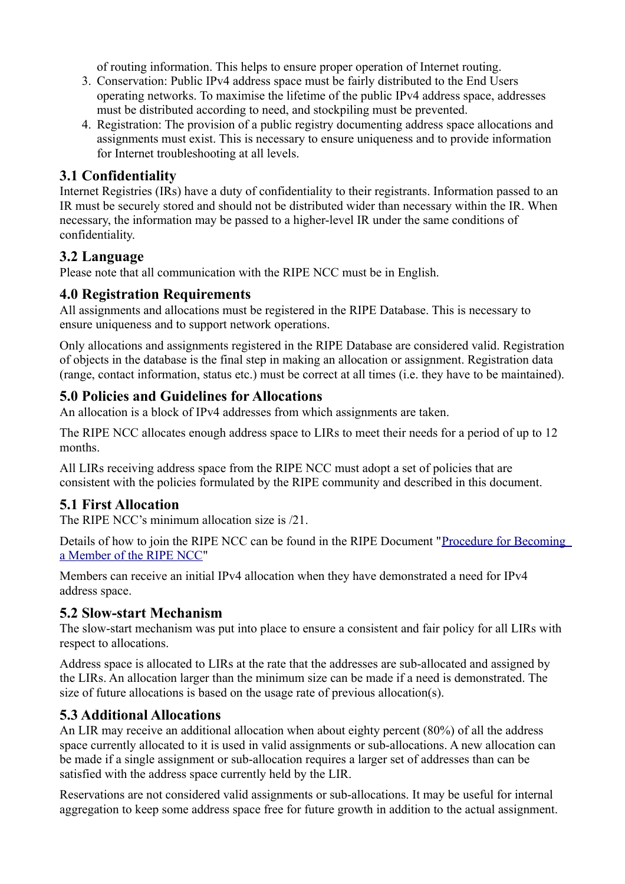of routing information. This helps to ensure proper operation of Internet routing.

3. Conservation: Public IPv4 address space must be fairly distributed to the End Users operating networks. To maximise the lifetime of the public IPv4 address space, addresses must be distributed according to need, and stockpiling must be prevented.
4. Registration: The provision of a public registry documenting address space allocations and assignments must exist. This is necessary to ensure uniqueness and to provide information for Internet troubleshooting at all levels.

## 3.1 Confidentiality

Internet Registries (IRs) have a duty of confidentiality to their registrants. Information passed to an IR must be securely stored and should not be distributed wider than necessary within the IR. When necessary, the information may be passed to a higher-level IR under the same conditions of confidentiality.

## 3.2 Language

Please note that all communication with the RIPE NCC must be in English.

## 4.0 Registration Requirements

All assignments and allocations must be registered in the RIPE Database. This is necessary to ensure uniqueness and to support network operations.

Only allocations and assignments registered in the RIPE Database are considered valid. Registration of objects in the database is the final step in making an allocation or assignment. Registration data (range, contact information, status etc.) must be correct at all times (i.e. they have to be maintained).

## 5.0 Policies and Guidelines for Allocations

An allocation is a block of IPv4 addresses from which assignments are taken.

The RIPE NCC allocates enough address space to LIRs to meet their needs for a period of up to 12 months.

All LIRs receiving address space from the RIPE NCC must adopt a set of policies that are consistent with the policies formulated by the RIPE community and described in this document.

## 5.1 First Allocation

The RIPE NCC's minimum allocation size is /21.

Details of how to join the RIPE NCC can be found in the RIPE Document "Procedure for Becoming a Member of the RIPE NCC"

Members can receive an initial IPv4 allocation when they have demonstrated a need for IPv4 address space.

## 5.2 Slow-start Mechanism

The slow-start mechanism was put into place to ensure a consistent and fair policy for all LIRs with respect to allocations.

Address space is allocated to LIRs at the rate that the addresses are sub-allocated and assigned by the LIRs. An allocation larger than the minimum size can be made if a need is demonstrated. The size of future allocations is based on the usage rate of previous allocation(s).

## 5.3 Additional Allocations

An LIR may receive an additional allocation when about eighty percent (80%) of all the address space currently allocated to it is used in valid assignments or sub-allocations. A new allocation can be made if a single assignment or sub-allocation requires a larger set of addresses than can be satisfied with the address space currently held by the LIR.

Reservations are not considered valid assignments or sub-allocations. It may be useful for internal aggregation to keep some address space free for future growth in addition to the actual assignment.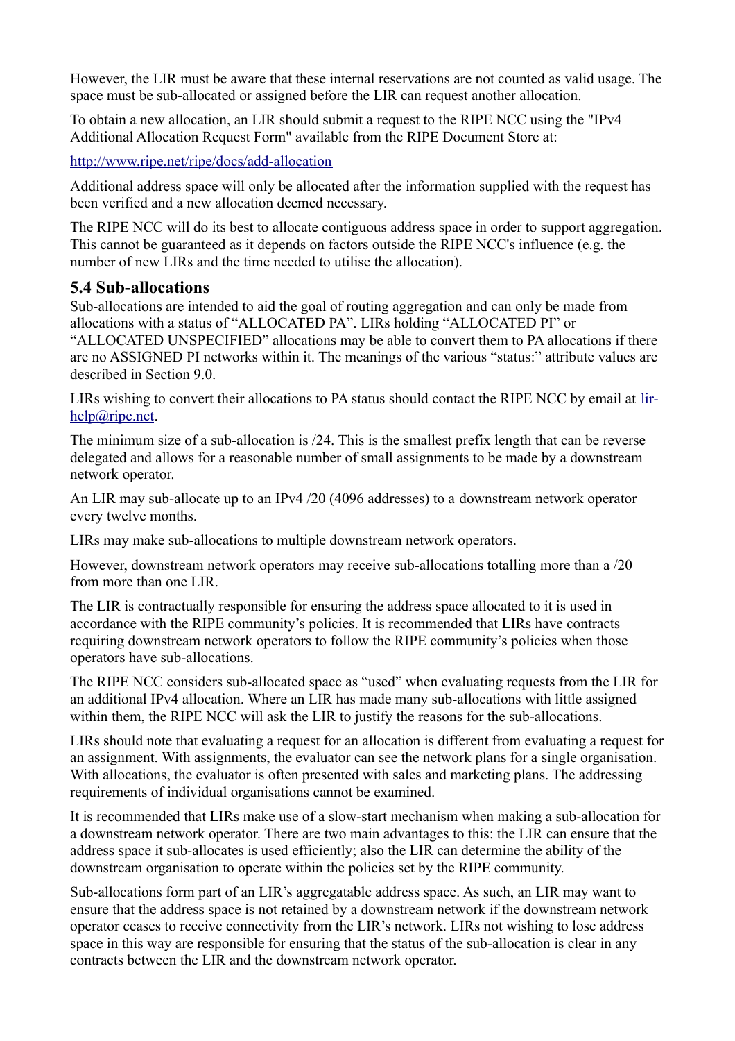However, the LIR must be aware that these internal reservations are not counted as valid usage. The space must be sub-allocated or assigned before the LIR can request another allocation.

To obtain a new allocation, an LIR should submit a request to the RIPE NCC using the "IPv4 Additional Allocation Request Form" available from the RIPE Document Store at:

http://www.ripe.net/ripe/docs/add-allocation

Additional address space will only be allocated after the information supplied with the request has been verified and a new allocation deemed necessary.

The RIPE NCC will do its best to allocate contiguous address space in order to support aggregation. This cannot be guaranteed as it depends on factors outside the RIPE NCC's influence (e.g. the number of new LIRs and the time needed to utilise the allocation).

## 5.4 Sub-allocations

Sub-allocations are intended to aid the goal of routing aggregation and can only be made from allocations with a status of “ALLOCATED PA”. LIRs holding “ALLOCATED PI” or “ALLOCATED UNSPECIFIED” allocations may be able to convert them to PA allocations if there are no ASSIGNED PI networks within it. The meanings of the various “status:” attribute values are described in Section 9.0.

LIRs wishing to convert their allocations to PA status should contact the RIPE NCC by email at lir-help@ripe.net.

The minimum size of a sub-allocation is /24. This is the smallest prefix length that can be reverse delegated and allows for a reasonable number of small assignments to be made by a downstream network operator.

An LIR may sub-allocate up to an IPv4 /20 (4096 addresses) to a downstream network operator every twelve months.

LIRs may make sub-allocations to multiple downstream network operators.

However, downstream network operators may receive sub-allocations totalling more than a /20 from more than one LIR.

The LIR is contractually responsible for ensuring the address space allocated to it is used in accordance with the RIPE community’s policies. It is recommended that LIRs have contracts requiring downstream network operators to follow the RIPE community’s policies when those operators have sub-allocations.

The RIPE NCC considers sub-allocated space as “used” when evaluating requests from the LIR for an additional IPv4 allocation. Where an LIR has made many sub-allocations with little assigned within them, the RIPE NCC will ask the LIR to justify the reasons for the sub-allocations.

LIRs should note that evaluating a request for an allocation is different from evaluating a request for an assignment. With assignments, the evaluator can see the network plans for a single organisation. With allocations, the evaluator is often presented with sales and marketing plans. The addressing requirements of individual organisations cannot be examined.

It is recommended that LIRs make use of a slow-start mechanism when making a sub-allocation for a downstream network operator. There are two main advantages to this: the LIR can ensure that the address space it sub-allocates is used efficiently; also the LIR can determine the ability of the downstream organisation to operate within the policies set by the RIPE community.

Sub-allocations form part of an LIR’s aggregatable address space. As such, an LIR may want to ensure that the address space is not retained by a downstream network if the downstream network operator ceases to receive connectivity from the LIR’s network. LIRs not wishing to lose address space in this way are responsible for ensuring that the status of the sub-allocation is clear in any contracts between the LIR and the downstream network operator.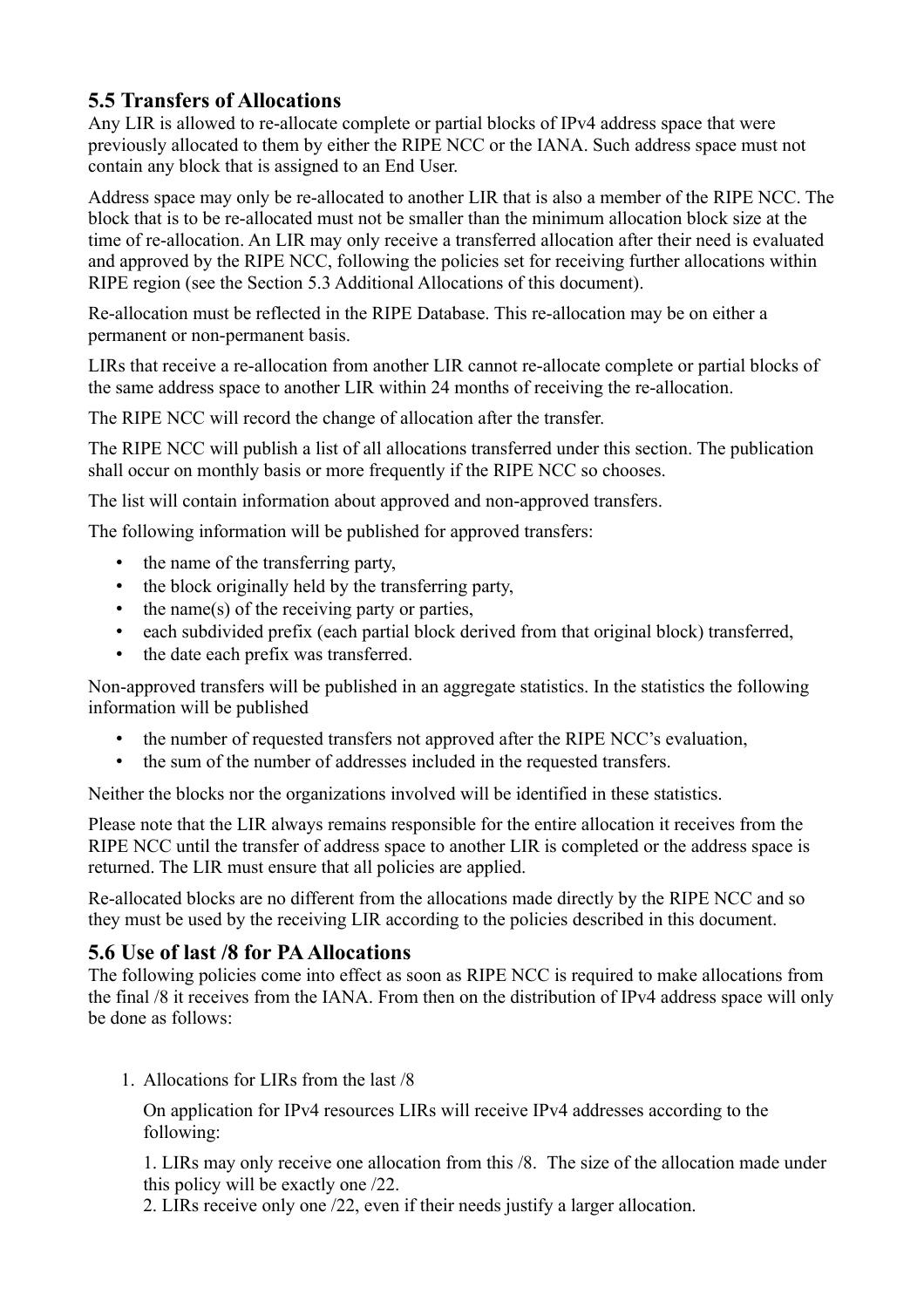## 5.5 Transfers of Allocations

Any LIR is allowed to re-allocate complete or partial blocks of IPv4 address space that were previously allocated to them by either the RIPE NCC or the IANA. Such address space must not contain any block that is assigned to an End User.

Address space may only be re-allocated to another LIR that is also a member of the RIPE NCC. The block that is to be re-allocated must not be smaller than the minimum allocation block size at the time of re-allocation. An LIR may only receive a transferred allocation after their need is evaluated and approved by the RIPE NCC, following the policies set for receiving further allocations within RIPE region (see the Section 5.3 Additional Allocations of this document).

Re-allocation must be reflected in the RIPE Database. This re-allocation may be on either a permanent or non-permanent basis.

LIRs that receive a re-allocation from another LIR cannot re-allocate complete or partial blocks of the same address space to another LIR within 24 months of receiving the re-allocation.

The RIPE NCC will record the change of allocation after the transfer.

The RIPE NCC will publish a list of all allocations transferred under this section. The publication shall occur on monthly basis or more frequently if the RIPE NCC so chooses.

The list will contain information about approved and non-approved transfers.

The following information will be published for approved transfers:

- the name of the transferring party,
- the block originally held by the transferring party,
- the name(s) of the receiving party or parties,
- each subdivided prefix (each partial block derived from that original block) transferred,
- the date each prefix was transferred.

Non-approved transfers will be published in an aggregate statistics. In the statistics the following information will be published

- the number of requested transfers not approved after the RIPE NCC's evaluation,
- the sum of the number of addresses included in the requested transfers.

Neither the blocks nor the organizations involved will be identified in these statistics.

Please note that the LIR always remains responsible for the entire allocation it receives from the RIPE NCC until the transfer of address space to another LIR is completed or the address space is returned. The LIR must ensure that all policies are applied.

Re-allocated blocks are no different from the allocations made directly by the RIPE NCC and so they must be used by the receiving LIR according to the policies described in this document.

## 5.6 Use of last /8 for PA Allocations

The following policies come into effect as soon as RIPE NCC is required to make allocations from the final /8 it receives from the IANA. From then on the distribution of IPv4 address space will only be done as follows:

1. Allocations for LIRs from the last /8

   On application for IPv4 resources LIRs will receive IPv4 addresses according to the following:

   1. LIRs may only receive one allocation from this /8. The size of the allocation made under this policy will be exactly one /22.
   2. LIRs receive only one /22, even if their needs justify a larger allocation.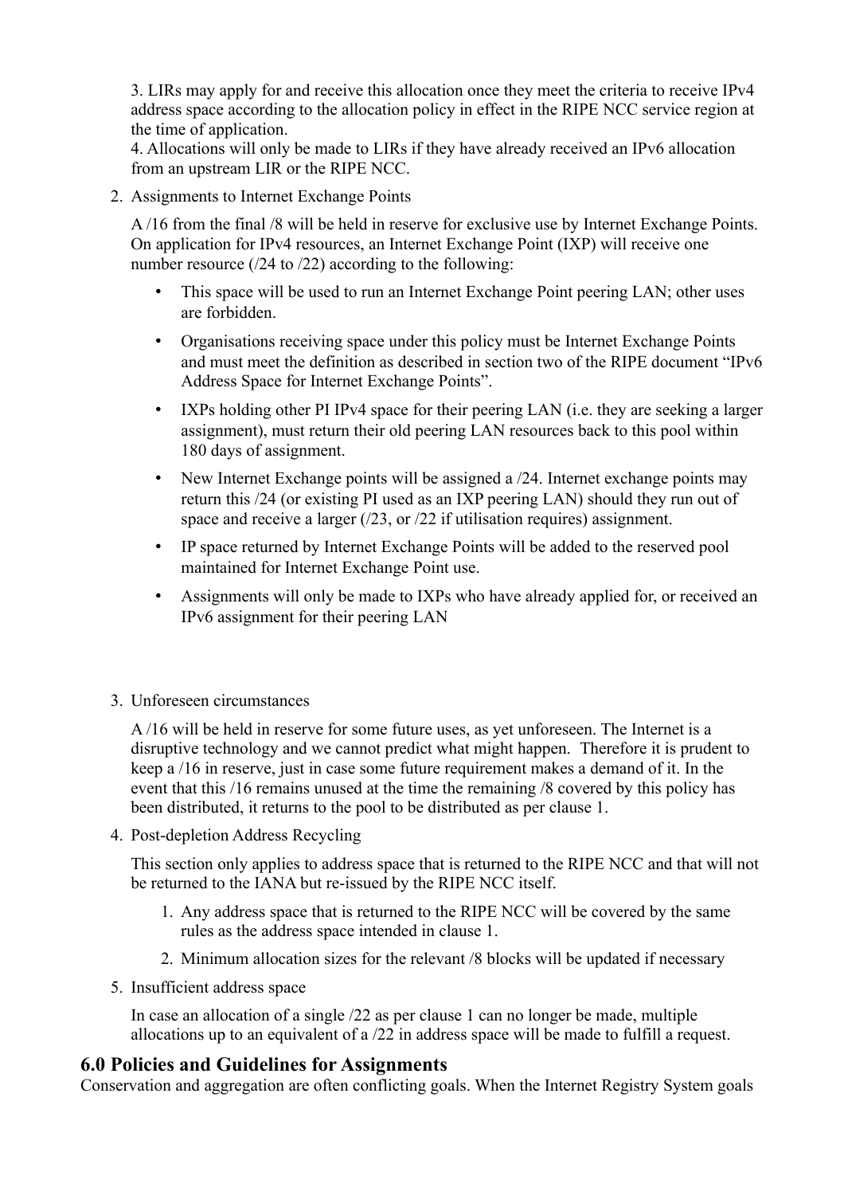3. LIRs may apply for and receive this allocation once they meet the criteria to receive IPv4 address space according to the allocation policy in effect in the RIPE NCC service region at the time of application.
4. Allocations will only be made to LIRs if they have already received an IPv6 allocation from an upstream LIR or the RIPE NCC.

2. Assignments to Internet Exchange Points

   A /16 from the final /8 will be held in reserve for exclusive use by Internet Exchange Points. On application for IPv4 resources, an Internet Exchange Point (IXP) will receive one number resource (/24 to /22) according to the following:

   - This space will be used to run an Internet Exchange Point peering LAN; other uses are forbidden.
   - Organisations receiving space under this policy must be Internet Exchange Points and must meet the definition as described in section two of the RIPE document "IPv6 Address Space for Internet Exchange Points".
   - IXPs holding other PI IPv4 space for their peering LAN (i.e. they are seeking a larger assignment), must return their old peering LAN resources back to this pool within 180 days of assignment.
   - New Internet Exchange points will be assigned a /24. Internet exchange points may return this /24 (or existing PI used as an IXP peering LAN) should they run out of space and receive a larger (/23, or /22 if utilisation requires) assignment.
   - IP space returned by Internet Exchange Points will be added to the reserved pool maintained for Internet Exchange Point use.
   - Assignments will only be made to IXPs who have already applied for, or received an IPv6 assignment for their peering LAN

3. Unforeseen circumstances

   A /16 will be held in reserve for some future uses, as yet unforeseen. The Internet is a disruptive technology and we cannot predict what might happen. Therefore it is prudent to keep a /16 in reserve, just in case some future requirement makes a demand of it. In the event that this /16 remains unused at the time the remaining /8 covered by this policy has been distributed, it returns to the pool to be distributed as per clause 1.

4. Post-depletion Address Recycling

   This section only applies to address space that is returned to the RIPE NCC and that will not be returned to the IANA but re-issued by the RIPE NCC itself.

   1. Any address space that is returned to the RIPE NCC will be covered by the same rules as the address space intended in clause 1.
   2. Minimum allocation sizes for the relevant /8 blocks will be updated if necessary

5. Insufficient address space

   In case an allocation of a single /22 as per clause 1 can no longer be made, multiple allocations up to an equivalent of a /22 in address space will be made to fulfill a request.

## 6.0 Policies and Guidelines for Assignments

Conservation and aggregation are often conflicting goals. When the Internet Registry System goals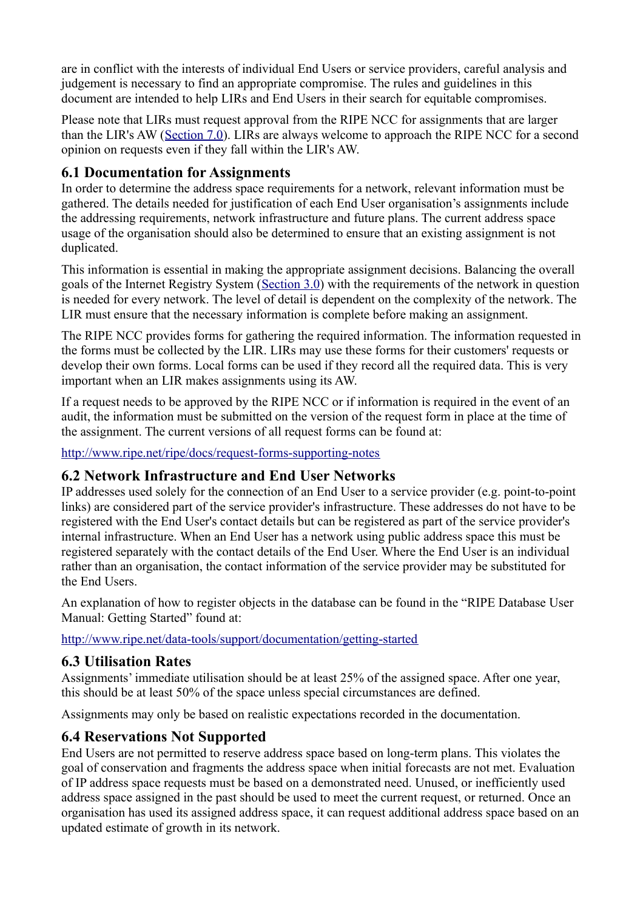are in conflict with the interests of individual End Users or service providers, careful analysis and judgement is necessary to find an appropriate compromise. The rules and guidelines in this document are intended to help LIRs and End Users in their search for equitable compromises.

Please note that LIRs must request approval from the RIPE NCC for assignments that are larger than the LIR's AW ([Section 7.0](#)). LIRs are always welcome to approach the RIPE NCC for a second opinion on requests even if they fall within the LIR's AW.

### 6.1 Documentation for Assignments

In order to determine the address space requirements for a network, relevant information must be gathered. The details needed for justification of each End User organisation's assignments include the addressing requirements, network infrastructure and future plans. The current address space usage of the organisation should also be determined to ensure that an existing assignment is not duplicated.

This information is essential in making the appropriate assignment decisions. Balancing the overall goals of the Internet Registry System ([Section 3.0](#)) with the requirements of the network in question is needed for every network. The level of detail is dependent on the complexity of the network. The LIR must ensure that the necessary information is complete before making an assignment.

The RIPE NCC provides forms for gathering the required information. The information requested in the forms must be collected by the LIR. LIRs may use these forms for their customers' requests or develop their own forms. Local forms can be used if they record all the required data. This is very important when an LIR makes assignments using its AW.

If a request needs to be approved by the RIPE NCC or if information is required in the event of an audit, the information must be submitted on the version of the request form in place at the time of the assignment. The current versions of all request forms can be found at:

http://www.ripe.net/ripe/docs/request-forms-supporting-notes

### 6.2 Network Infrastructure and End User Networks

IP addresses used solely for the connection of an End User to a service provider (e.g. point-to-point links) are considered part of the service provider's infrastructure. These addresses do not have to be registered with the End User's contact details but can be registered as part of the service provider's internal infrastructure. When an End User has a network using public address space this must be registered separately with the contact details of the End User. Where the End User is an individual rather than an organisation, the contact information of the service provider may be substituted for the End Users.

An explanation of how to register objects in the database can be found in the "RIPE Database User Manual: Getting Started" found at:

http://www.ripe.net/data-tools/support/documentation/getting-started

### 6.3 Utilisation Rates

Assignments' immediate utilisation should be at least 25% of the assigned space. After one year, this should be at least 50% of the space unless special circumstances are defined.

Assignments may only be based on realistic expectations recorded in the documentation.

### 6.4 Reservations Not Supported

End Users are not permitted to reserve address space based on long-term plans. This violates the goal of conservation and fragments the address space when initial forecasts are not met. Evaluation of IP address space requests must be based on a demonstrated need. Unused, or inefficiently used address space assigned in the past should be used to meet the current request, or returned. Once an organisation has used its assigned address space, it can request additional address space based on an updated estimate of growth in its network.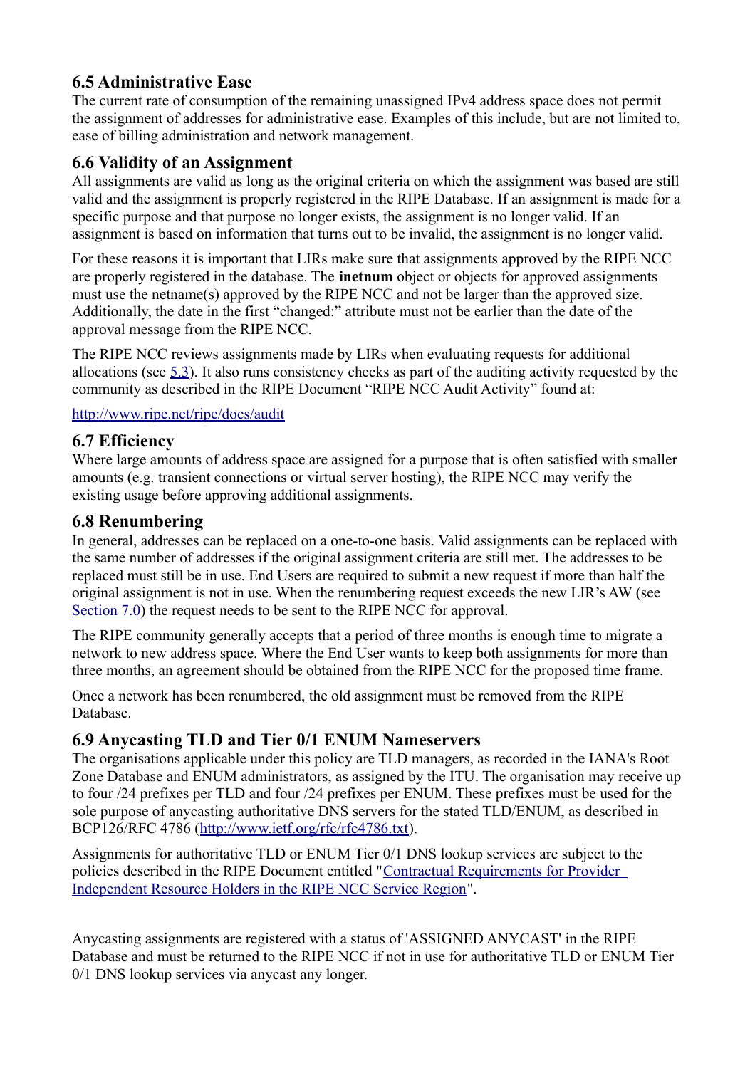## 6.5 Administrative Ease

The current rate of consumption of the remaining unassigned IPv4 address space does not permit the assignment of addresses for administrative ease. Examples of this include, but are not limited to, ease of billing administration and network management.

## 6.6 Validity of an Assignment

All assignments are valid as long as the original criteria on which the assignment was based are still valid and the assignment is properly registered in the RIPE Database. If an assignment is made for a specific purpose and that purpose no longer exists, the assignment is no longer valid. If an assignment is based on information that turns out to be invalid, the assignment is no longer valid.

For these reasons it is important that LIRs make sure that assignments approved by the RIPE NCC are properly registered in the database. The **inetnum** object or objects for approved assignments must use the netname(s) approved by the RIPE NCC and not be larger than the approved size. Additionally, the date in the first "changed:" attribute must not be earlier than the date of the approval message from the RIPE NCC.

The RIPE NCC reviews assignments made by LIRs when evaluating requests for additional allocations (see [5.3](#)). It also runs consistency checks as part of the auditing activity requested by the community as described in the RIPE Document "RIPE NCC Audit Activity" found at:

[http://www.ripe.net/ripe/docs/audit](http://www.ripe.net/ripe/docs/audit)

## 6.7 Efficiency

Where large amounts of address space are assigned for a purpose that is often satisfied with smaller amounts (e.g. transient connections or virtual server hosting), the RIPE NCC may verify the existing usage before approving additional assignments.

## 6.8 Renumbering

In general, addresses can be replaced on a one-to-one basis. Valid assignments can be replaced with the same number of addresses if the original assignment criteria are still met. The addresses to be replaced must still be in use. End Users are required to submit a new request if more than half the original assignment is not in use. When the renumbering request exceeds the new LIR's AW (see [Section 7.0](#)) the request needs to be sent to the RIPE NCC for approval.

The RIPE community generally accepts that a period of three months is enough time to migrate a network to new address space. Where the End User wants to keep both assignments for more than three months, an agreement should be obtained from the RIPE NCC for the proposed time frame.

Once a network has been renumbered, the old assignment must be removed from the RIPE Database.

## 6.9 Anycasting TLD and Tier 0/1 ENUM Nameservers

The organisations applicable under this policy are TLD managers, as recorded in the IANA's Root Zone Database and ENUM administrators, as assigned by the ITU. The organisation may receive up to four /24 prefixes per TLD and four /24 prefixes per ENUM. These prefixes must be used for the sole purpose of anycasting authoritative DNS servers for the stated TLD/ENUM, as described in BCP126/RFC 4786 ([http://www.ietf.org/rfc/rfc4786.txt](http://www.ietf.org/rfc/rfc4786.txt)).

Assignments for authoritative TLD or ENUM Tier 0/1 DNS lookup services are subject to the policies described in the RIPE Document entitled "[Contractual Requirements for Provider Independent Resource Holders in the RIPE NCC Service Region](#)".

Anycasting assignments are registered with a status of 'ASSIGNED ANYCAST' in the RIPE Database and must be returned to the RIPE NCC if not in use for authoritative TLD or ENUM Tier 0/1 DNS lookup services via anycast any longer.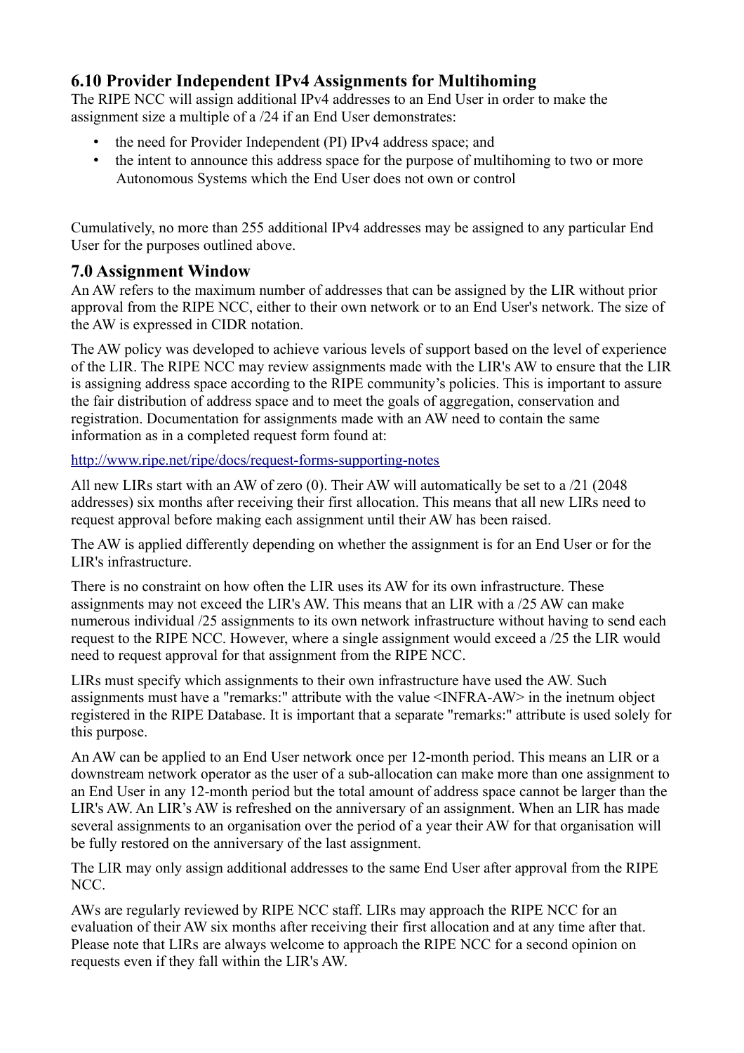## 6.10 Provider Independent IPv4 Assignments for Multihoming

The RIPE NCC will assign additional IPv4 addresses to an End User in order to make the assignment size a multiple of a /24 if an End User demonstrates:

- the need for Provider Independent (PI) IPv4 address space; and
- the intent to announce this address space for the purpose of multihoming to two or more Autonomous Systems which the End User does not own or control

Cumulatively, no more than 255 additional IPv4 addresses may be assigned to any particular End User for the purposes outlined above.

## 7.0 Assignment Window

An AW refers to the maximum number of addresses that can be assigned by the LIR without prior approval from the RIPE NCC, either to their own network or to an End User's network. The size of the AW is expressed in CIDR notation.

The AW policy was developed to achieve various levels of support based on the level of experience of the LIR. The RIPE NCC may review assignments made with the LIR's AW to ensure that the LIR is assigning address space according to the RIPE community's policies. This is important to assure the fair distribution of address space and to meet the goals of aggregation, conservation and registration. Documentation for assignments made with an AW need to contain the same information as in a completed request form found at:

http://www.ripe.net/ripe/docs/request-forms-supporting-notes

All new LIRs start with an AW of zero (0). Their AW will automatically be set to a /21 (2048 addresses) six months after receiving their first allocation. This means that all new LIRs need to request approval before making each assignment until their AW has been raised.

The AW is applied differently depending on whether the assignment is for an End User or for the LIR's infrastructure.

There is no constraint on how often the LIR uses its AW for its own infrastructure. These assignments may not exceed the LIR's AW. This means that an LIR with a /25 AW can make numerous individual /25 assignments to its own network infrastructure without having to send each request to the RIPE NCC. However, where a single assignment would exceed a /25 the LIR would need to request approval for that assignment from the RIPE NCC.

LIRs must specify which assignments to their own infrastructure have used the AW. Such assignments must have a "remarks:" attribute with the value <INFRA-AW> in the inetnum object registered in the RIPE Database. It is important that a separate "remarks:" attribute is used solely for this purpose.

An AW can be applied to an End User network once per 12-month period. This means an LIR or a downstream network operator as the user of a sub-allocation can make more than one assignment to an End User in any 12-month period but the total amount of address space cannot be larger than the LIR's AW. An LIR's AW is refreshed on the anniversary of an assignment. When an LIR has made several assignments to an organisation over the period of a year their AW for that organisation will be fully restored on the anniversary of the last assignment.

The LIR may only assign additional addresses to the same End User after approval from the RIPE NCC.

AWs are regularly reviewed by RIPE NCC staff. LIRs may approach the RIPE NCC for an evaluation of their AW six months after receiving their first allocation and at any time after that. Please note that LIRs are always welcome to approach the RIPE NCC for a second opinion on requests even if they fall within the LIR's AW.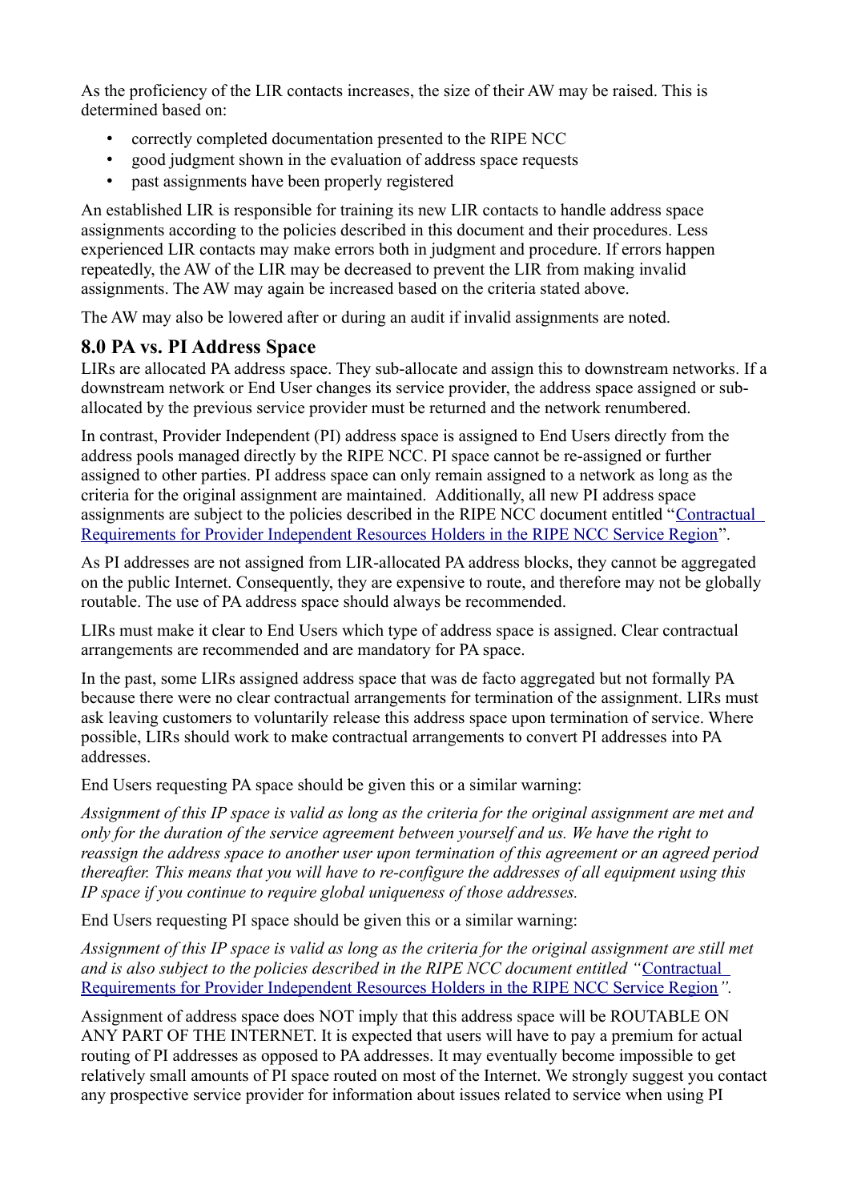As the proficiency of the LIR contacts increases, the size of their AW may be raised. This is determined based on:

- correctly completed documentation presented to the RIPE NCC
- good judgment shown in the evaluation of address space requests
- past assignments have been properly registered

An established LIR is responsible for training its new LIR contacts to handle address space assignments according to the policies described in this document and their procedures. Less experienced LIR contacts may make errors both in judgment and procedure. If errors happen repeatedly, the AW of the LIR may be decreased to prevent the LIR from making invalid assignments. The AW may again be increased based on the criteria stated above.

The AW may also be lowered after or during an audit if invalid assignments are noted.

## 8.0 PA vs. PI Address Space

LIRs are allocated PA address space. They sub-allocate and assign this to downstream networks. If a downstream network or End User changes its service provider, the address space assigned or sub-allocated by the previous service provider must be returned and the network renumbered.

In contrast, Provider Independent (PI) address space is assigned to End Users directly from the address pools managed directly by the RIPE NCC. PI space cannot be re-assigned or further assigned to other parties. PI address space can only remain assigned to a network as long as the criteria for the original assignment are maintained. Additionally, all new PI address space assignments are subject to the policies described in the RIPE NCC document entitled "Contractual Requirements for Provider Independent Resources Holders in the RIPE NCC Service Region".

As PI addresses are not assigned from LIR-allocated PA address blocks, they cannot be aggregated on the public Internet. Consequently, they are expensive to route, and therefore may not be globally routable. The use of PA address space should always be recommended.

LIRs must make it clear to End Users which type of address space is assigned. Clear contractual arrangements are recommended and are mandatory for PA space.

In the past, some LIRs assigned address space that was de facto aggregated but not formally PA because there were no clear contractual arrangements for termination of the assignment. LIRs must ask leaving customers to voluntarily release this address space upon termination of service. Where possible, LIRs should work to make contractual arrangements to convert PI addresses into PA addresses.

End Users requesting PA space should be given this or a similar warning:

*Assignment of this IP space is valid as long as the criteria for the original assignment are met and only for the duration of the service agreement between yourself and us. We have the right to reassign the address space to another user upon termination of this agreement or an agreed period thereafter. This means that you will have to re-configure the addresses of all equipment using this IP space if you continue to require global uniqueness of those addresses.*

End Users requesting PI space should be given this or a similar warning:

*Assignment of this IP space is valid as long as the criteria for the original assignment are still met and is also subject to the policies described in the RIPE NCC document entitled "Contractual Requirements for Provider Independent Resources Holders in the RIPE NCC Service Region".*

Assignment of address space does NOT imply that this address space will be ROUTABLE ON ANY PART OF THE INTERNET. It is expected that users will have to pay a premium for actual routing of PI addresses as opposed to PA addresses. It may eventually become impossible to get relatively small amounts of PI space routed on most of the Internet. We strongly suggest you contact any prospective service provider for information about issues related to service when using PI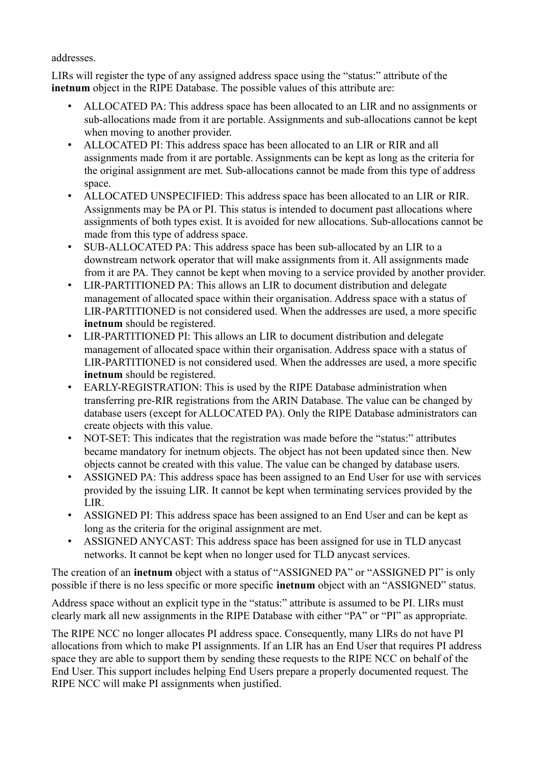addresses.

LIRs will register the type of any assigned address space using the “status:” attribute of the **inetnum** object in the RIPE Database. The possible values of this attribute are:

- ALLOCATED PA: This address space has been allocated to an LIR and no assignments or sub-allocations made from it are portable. Assignments and sub-allocations cannot be kept when moving to another provider.
- ALLOCATED PI: This address space has been allocated to an LIR or RIR and all assignments made from it are portable. Assignments can be kept as long as the criteria for the original assignment are met. Sub-allocations cannot be made from this type of address space.
- ALLOCATED UNSPECIFIED: This address space has been allocated to an LIR or RIR. Assignments may be PA or PI. This status is intended to document past allocations where assignments of both types exist. It is avoided for new allocations. Sub-allocations cannot be made from this type of address space.
- SUB-ALLOCATED PA: This address space has been sub-allocated by an LIR to a downstream network operator that will make assignments from it. All assignments made from it are PA. They cannot be kept when moving to a service provided by another provider.
- LIR-PARTITIONED PA: This allows an LIR to document distribution and delegate management of allocated space within their organisation. Address space with a status of LIR-PARTITIONED is not considered used. When the addresses are used, a more specific **inetnum** should be registered.
- LIR-PARTITIONED PI: This allows an LIR to document distribution and delegate management of allocated space within their organisation. Address space with a status of LIR-PARTITIONED is not considered used. When the addresses are used, a more specific **inetnum** should be registered.
- EARLY-REGISTRATION: This is used by the RIPE Database administration when transferring pre-RIR registrations from the ARIN Database. The value can be changed by database users (except for ALLOCATED PA). Only the RIPE Database administrators can create objects with this value.
- NOT-SET: This indicates that the registration was made before the “status:” attributes became mandatory for inetnum objects. The object has not been updated since then. New objects cannot be created with this value. The value can be changed by database users.
- ASSIGNED PA: This address space has been assigned to an End User for use with services provided by the issuing LIR. It cannot be kept when terminating services provided by the LIR.
- ASSIGNED PI: This address space has been assigned to an End User and can be kept as long as the criteria for the original assignment are met.
- ASSIGNED ANYCAST: This address space has been assigned for use in TLD anycast networks. It cannot be kept when no longer used for TLD anycast services.

The creation of an **inetnum** object with a status of “ASSIGNED PA” or “ASSIGNED PI” is only possible if there is no less specific or more specific **inetnum** object with an “ASSIGNED” status.

Address space without an explicit type in the “status:” attribute is assumed to be PI. LIRs must clearly mark all new assignments in the RIPE Database with either “PA” or “PI” as appropriate.

The RIPE NCC no longer allocates PI address space. Consequently, many LIRs do not have PI allocations from which to make PI assignments. If an LIR has an End User that requires PI address space they are able to support them by sending these requests to the RIPE NCC on behalf of the End User. This support includes helping End Users prepare a properly documented request. The RIPE NCC will make PI assignments when justified.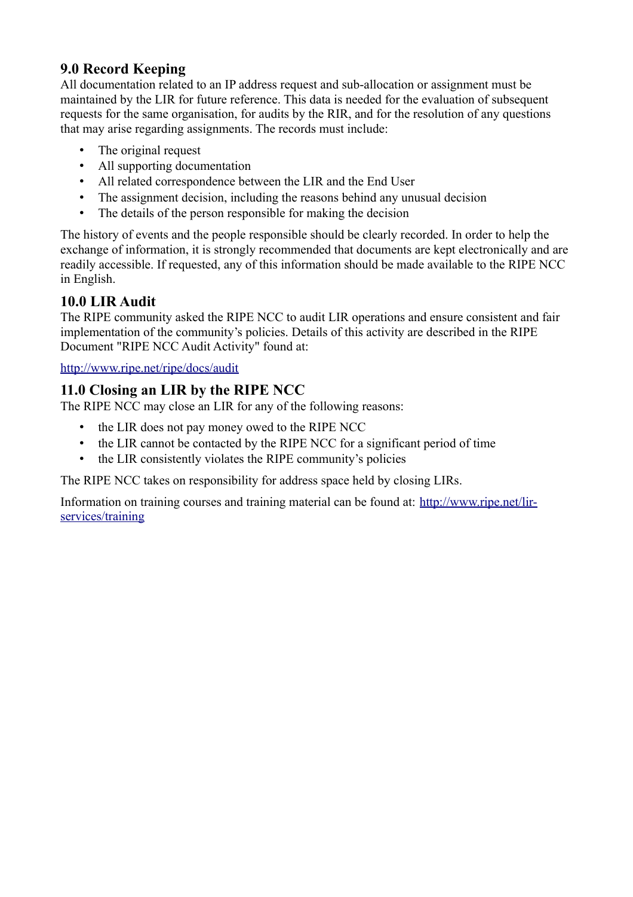## 9.0 Record Keeping

All documentation related to an IP address request and sub-allocation or assignment must be maintained by the LIR for future reference. This data is needed for the evaluation of subsequent requests for the same organisation, for audits by the RIR, and for the resolution of any questions that may arise regarding assignments. The records must include:

- The original request
- All supporting documentation
- All related correspondence between the LIR and the End User
- The assignment decision, including the reasons behind any unusual decision
- The details of the person responsible for making the decision

The history of events and the people responsible should be clearly recorded. In order to help the exchange of information, it is strongly recommended that documents are kept electronically and are readily accessible. If requested, any of this information should be made available to the RIPE NCC in English.

## 10.0 LIR Audit

The RIPE community asked the RIPE NCC to audit LIR operations and ensure consistent and fair implementation of the community's policies. Details of this activity are described in the RIPE Document "RIPE NCC Audit Activity" found at:

[http://www.ripe.net/ripe/docs/audit](http://www.ripe.net/ripe/docs/audit)

## 11.0 Closing an LIR by the RIPE NCC

The RIPE NCC may close an LIR for any of the following reasons:

- the LIR does not pay money owed to the RIPE NCC
- the LIR cannot be contacted by the RIPE NCC for a significant period of time
- the LIR consistently violates the RIPE community's policies

The RIPE NCC takes on responsibility for address space held by closing LIRs.

Information on training courses and training material can be found at: [http://www.ripe.net/lir-services/training](http://www.ripe.net/lir-services/training)